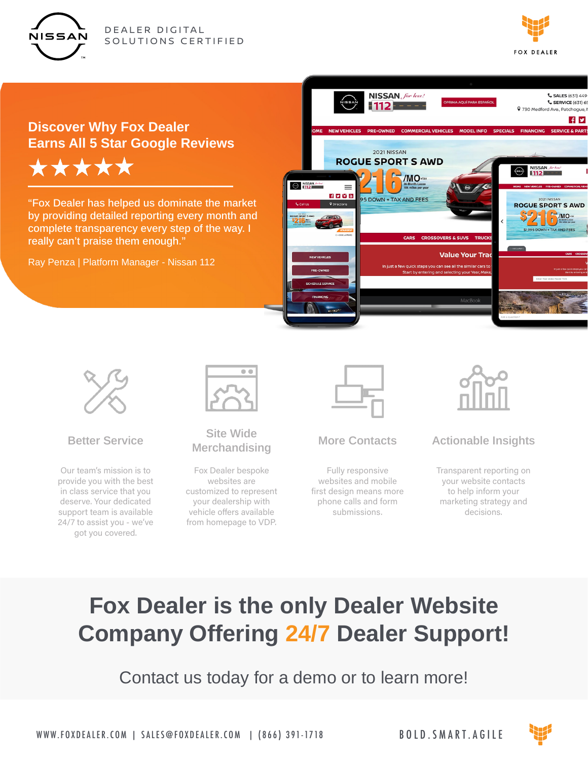NISSAN

DEALER DIGITAL SOLUTIONS CERTIFIED

FOX DEALER

## Discover Why Fox Dealer Earns All 5 Star Google Reviews

★★★★★

"Fox Dealer has helped us dominate the market by providing detailed reporting every month and complete transparency every step of the way. I really can't praise them enough."

Ray Penza | Platform Manager - Nissan 112

### Better Service

Our team's mission is to provide you with the best in class service that you deserve. Your dedicated support team is available 24/7 to assist you - we've got you covered.

### Site Wide Merchandising

Fox Dealer bespoke websites are customized to represent your dealership with vehicle offers available from homepage to VDP.

### More Contacts

Fully responsive websites and mobile first design means more phone calls and form submissions.

### Actionable Insights

Transparent reporting on your website contacts to help inform your marketing strategy and decisions.

# Fox Dealer is the only Dealer Website Company Offering 24/7 Dealer Support!

Contact us today for a demo or to learn more!

WWW.FOXDEALER.COM | SALES@FOXDEALER.COM | (866) 391-1718

BOLD.SMART.AGILE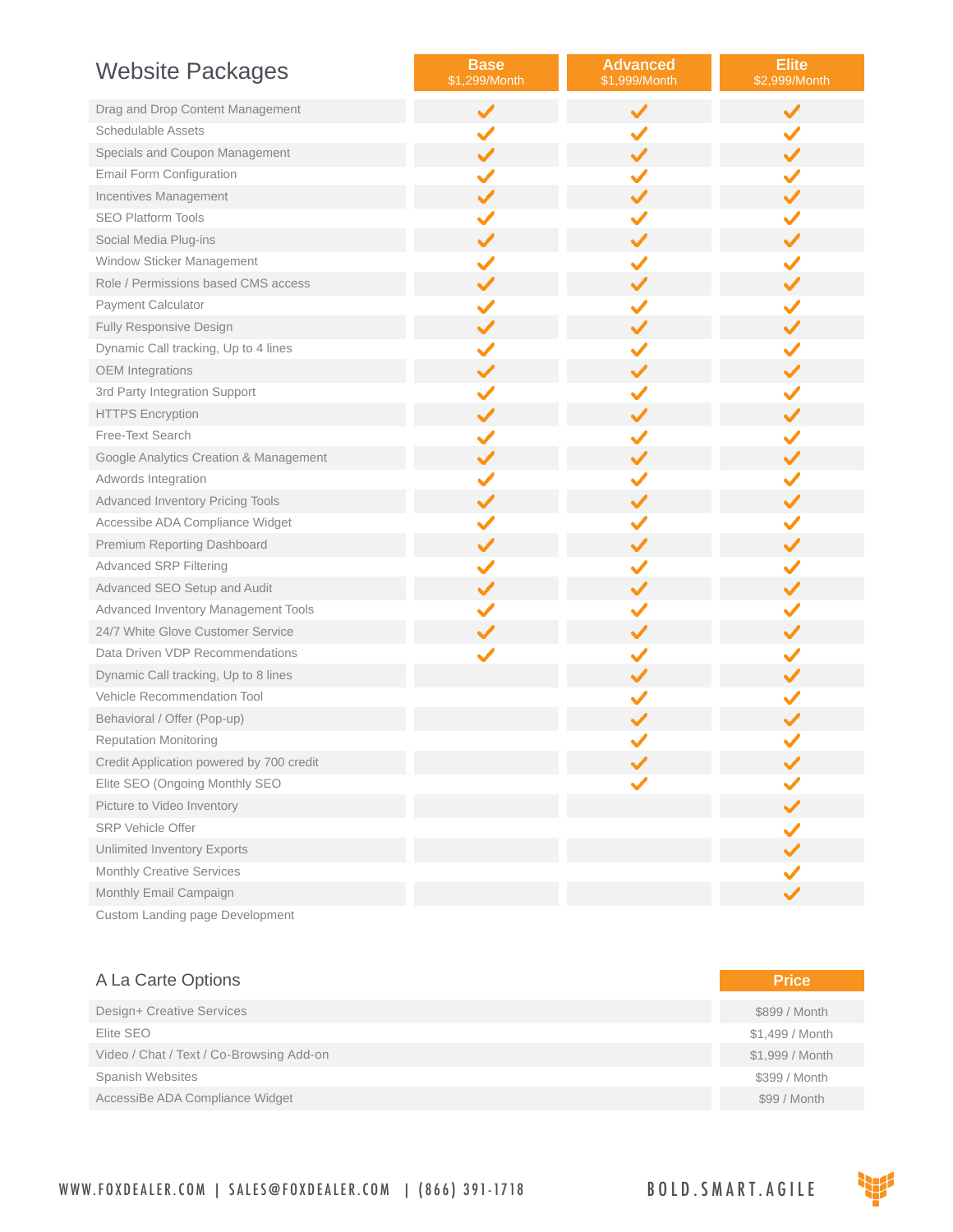## Website Packages

| Website Packages | Base<br>$1,299/Month | Advanced<br>$1,999/Month | Elite<br>$2,999/Month |
|---|---|---|---|
| Drag and Drop Content Management | ✓ | ✓ | ✓ |
| Schedulable Assets | ✓ | ✓ | ✓ |
| Specials and Coupon Management | ✓ | ✓ | ✓ |
| Email Form Configuration | ✓ | ✓ | ✓ |
| Incentives Management | ✓ | ✓ | ✓ |
| SEO Platform Tools | ✓ | ✓ | ✓ |
| Social Media Plug-ins | ✓ | ✓ | ✓ |
| Window Sticker Management | ✓ | ✓ | ✓ |
| Role / Permissions based CMS access | ✓ | ✓ | ✓ |
| Payment Calculator | ✓ | ✓ | ✓ |
| Fully Responsive Design | ✓ | ✓ | ✓ |
| Dynamic Call tracking, Up to 4 lines | ✓ | ✓ | ✓ |
| OEM Integrations | ✓ | ✓ | ✓ |
| 3rd Party Integration Support | ✓ | ✓ | ✓ |
| HTTPS Encryption | ✓ | ✓ | ✓ |
| Free-Text Search | ✓ | ✓ | ✓ |
| Google Analytics Creation & Management | ✓ | ✓ | ✓ |
| Adwords Integration | ✓ | ✓ | ✓ |
| Advanced Inventory Pricing Tools | ✓ | ✓ | ✓ |
| Accessibe ADA Compliance Widget | ✓ | ✓ | ✓ |
| Premium Reporting Dashboard | ✓ | ✓ | ✓ |
| Advanced SRP Filtering | ✓ | ✓ | ✓ |
| Advanced SEO Setup and Audit | ✓ | ✓ | ✓ |
| Advanced Inventory Management Tools | ✓ | ✓ | ✓ |
| 24/7 White Glove Customer Service | ✓ | ✓ | ✓ |
| Data Driven VDP Recommendations | ✓ | ✓ | ✓ |
| Dynamic Call tracking, Up to 8 lines | | ✓ | ✓ |
| Vehicle Recommendation Tool | | ✓ | ✓ |
| Behavioral / Offer (Pop-up) | | ✓ | ✓ |
| Reputation Monitoring | | ✓ | ✓ |
| Credit Application powered by 700 credit | | ✓ | ✓ |
| Elite SEO (Ongoing Monthly SEO | | ✓ | ✓ |
| Picture to Video Inventory | | | ✓ |
| SRP Vehicle Offer | | | ✓ |
| Unlimited Inventory Exports | | | ✓ |
| Monthly Creative Services | | | ✓ |
| Monthly Email Campaign | | | ✓ |
| Custom Landing page Development | | | |

## A La Carte Options

| A La Carte Options | Price |
|---|---|
| Design+ Creative Services | $899 / Month |
| Elite SEO | $1,499 / Month |
| Video / Chat / Text / Co-Browsing Add-on | $1,999 / Month |
| Spanish Websites | $399 / Month |
| AccessiBe ADA Compliance Widget | $99 / Month |

WWW.FOXDEALER.COM | SALES@FOXDEALER.COM | (866) 391-1718

BOLD.SMART.AGILE